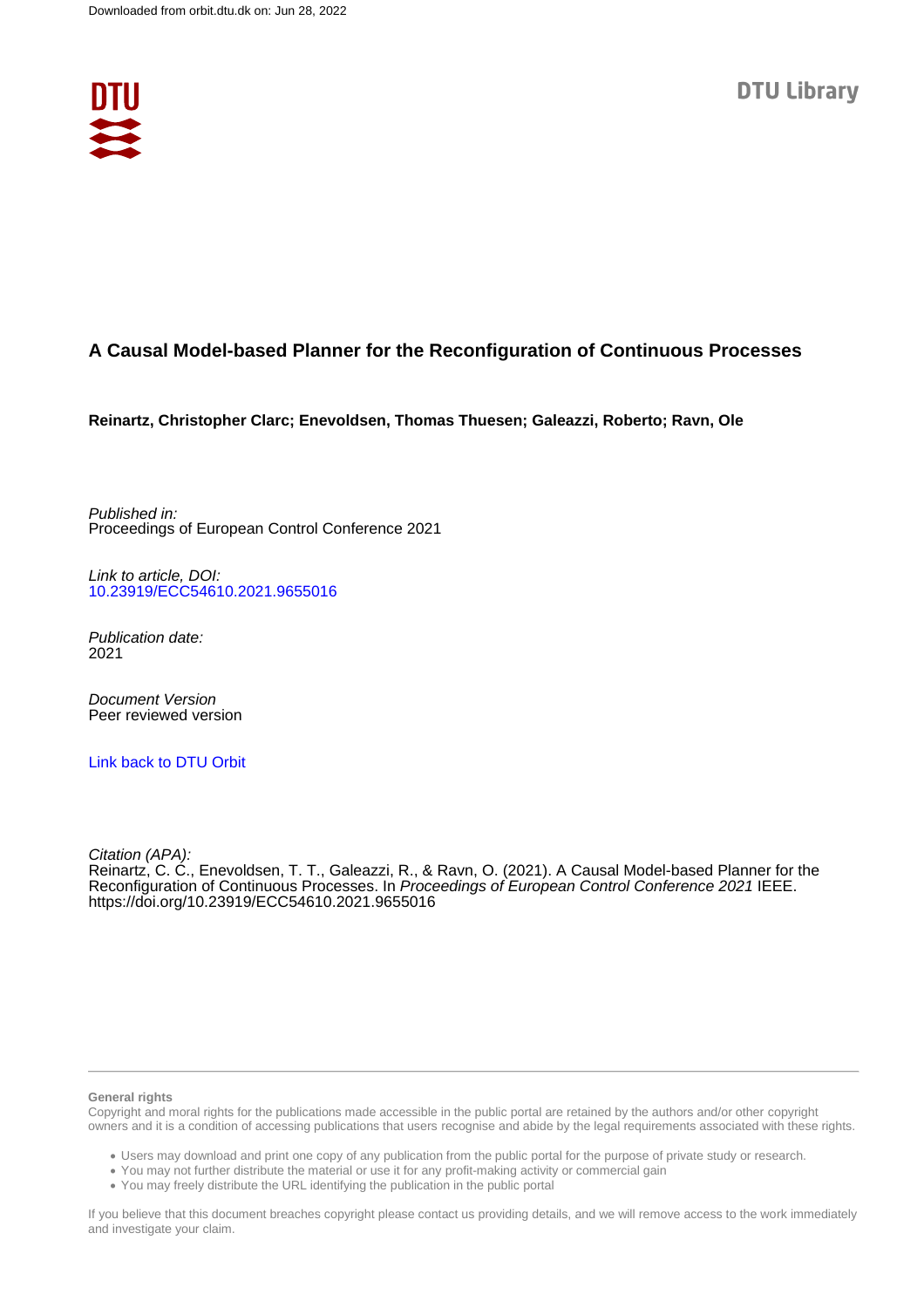Downloaded from orbit.dtu.dk on: Jun 28, 2022

DTU Library

# A Causal Model-based Planner for the Reconfiguration of Continuous Processes

**Reinartz, Christopher Clarc; Enevoldsen, Thomas Thuesen; Galeazzi, Roberto; Ravn, Ole**

*Published in:*
Proceedings of European Control Conference 2021

*Link to article, DOI:*
10.23919/ECC54610.2021.9655016

*Publication date:*
2021

*Document Version*
Peer reviewed version

Link back to DTU Orbit

*Citation (APA):*
Reinartz, C. C., Enevoldsen, T. T., Galeazzi, R., & Ravn, O. (2021). A Causal Model-based Planner for the Reconfiguration of Continuous Processes. In *Proceedings of European Control Conference 2021* IEEE. https://doi.org/10.23919/ECC54610.2021.9655016

**General rights**

Copyright and moral rights for the publications made accessible in the public portal are retained by the authors and/or other copyright owners and it is a condition of accessing publications that users recognise and abide by the legal requirements associated with these rights.

- Users may download and print one copy of any publication from the public portal for the purpose of private study or research.
- You may not further distribute the material or use it for any profit-making activity or commercial gain
- You may freely distribute the URL identifying the publication in the public portal

If you believe that this document breaches copyright please contact us providing details, and we will remove access to the work immediately and investigate your claim.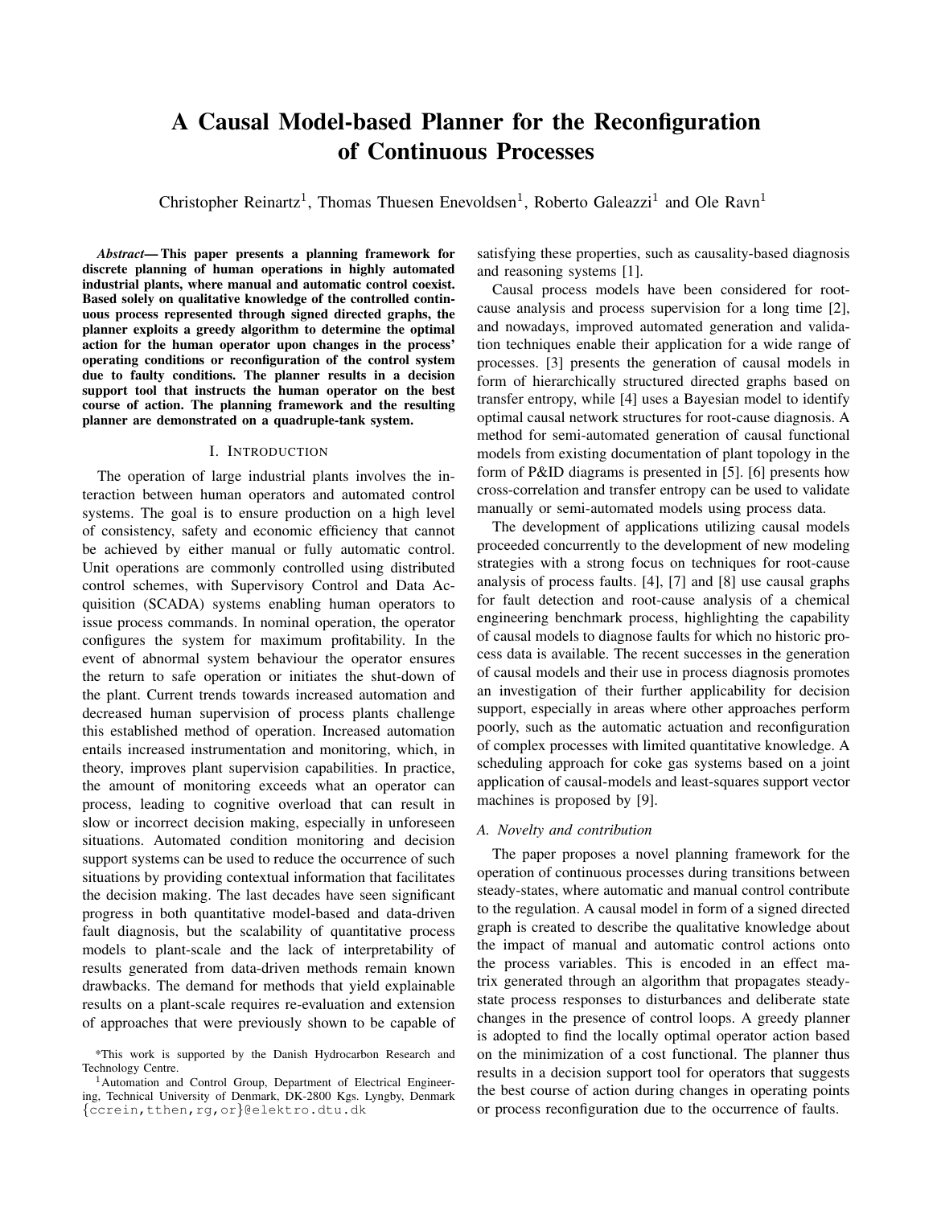# A Causal Model-based Planner for the Reconfiguration of Continuous Processes

Christopher Reinartz[1], Thomas Thuesen Enevoldsen[1], Roberto Galeazzi[1] and Ole Ravn[1]

***Abstract*— This paper presents a planning framework for discrete planning of human operations in highly automated industrial plants, where manual and automatic control coexist. Based solely on qualitative knowledge of the controlled continuous process represented through signed directed graphs, the planner exploits a greedy algorithm to determine the optimal action for the human operator upon changes in the process' operating conditions or reconfiguration of the control system due to faulty conditions. The planner results in a decision support tool that instructs the human operator on the best course of action. The planning framework and the resulting planner are demonstrated on a quadruple-tank system.**

## I. Introduction

The operation of large industrial plants involves the interaction between human operators and automated control systems. The goal is to ensure production on a high level of consistency, safety and economic efficiency that cannot be achieved by either manual or fully automatic control. Unit operations are commonly controlled using distributed control schemes, with Supervisory Control and Data Acquisition (SCADA) systems enabling human operators to issue process commands. In nominal operation, the operator configures the system for maximum profitability. In the event of abnormal system behaviour the operator ensures the return to safe operation or initiates the shut-down of the plant. Current trends towards increased automation and decreased human supervision of process plants challenge this established method of operation. Increased automation entails increased instrumentation and monitoring, which, in theory, improves plant supervision capabilities. In practice, the amount of monitoring exceeds what an operator can process, leading to cognitive overload that can result in slow or incorrect decision making, especially in unforeseen situations. Automated condition monitoring and decision support systems can be used to reduce the occurrence of such situations by providing contextual information that facilitates the decision making. The last decades have seen significant progress in both quantitative model-based and data-driven fault diagnosis, but the scalability of quantitative process models to plant-scale and the lack of interpretability of results generated from data-driven methods remain known drawbacks. The demand for methods that yield explainable results on a plant-scale requires re-evaluation and extension of approaches that were previously shown to be capable of satisfying these properties, such as causality-based diagnosis and reasoning systems [1].

Causal process models have been considered for root-cause analysis and process supervision for a long time [2], and nowadays, improved automated generation and validation techniques enable their application for a wide range of processes. [3] presents the generation of causal models in form of hierarchically structured directed graphs based on transfer entropy, while [4] uses a Bayesian model to identify optimal causal network structures for root-cause diagnosis. A method for semi-automated generation of causal functional models from existing documentation of plant topology in the form of P&ID diagrams is presented in [5]. [6] presents how cross-correlation and transfer entropy can be used to validate manually or semi-automated models using process data.

The development of applications utilizing causal models proceeded concurrently to the development of new modeling strategies with a strong focus on techniques for root-cause analysis of process faults. [4], [7] and [8] use causal graphs for fault detection and root-cause analysis of a chemical engineering benchmark process, highlighting the capability of causal models to diagnose faults for which no historic process data is available. The recent successes in the generation of causal models and their use in process diagnosis promotes an investigation of their further applicability for decision support, especially in areas where other approaches perform poorly, such as the automatic actuation and reconfiguration of complex processes with limited quantitative knowledge. A scheduling approach for coke gas systems based on a joint application of causal-models and least-squares support vector machines is proposed by [9].

### A. Novelty and contribution

The paper proposes a novel planning framework for the operation of continuous processes during transitions between steady-states, where automatic and manual control contribute to the regulation. A causal model in form of a signed directed graph is created to describe the qualitative knowledge about the impact of manual and automatic control actions onto the process variables. This is encoded in an effect matrix generated through an algorithm that propagates steady-state process responses to disturbances and deliberate state changes in the presence of control loops. A greedy planner is adopted to find the locally optimal operator action based on the minimization of a cost functional. The planner thus results in a decision support tool for operators that suggests the best course of action during changes in operating points or process reconfiguration due to the occurrence of faults.

*This work is supported by the Danish Hydrocarbon Research and Technology Centre.

[1]Automation and Control Group, Department of Electrical Engineering, Technical University of Denmark, DK-2800 Kgs. Lyngby, Denmark {ccrein,tthen,rg,or}@elektro.dtu.dk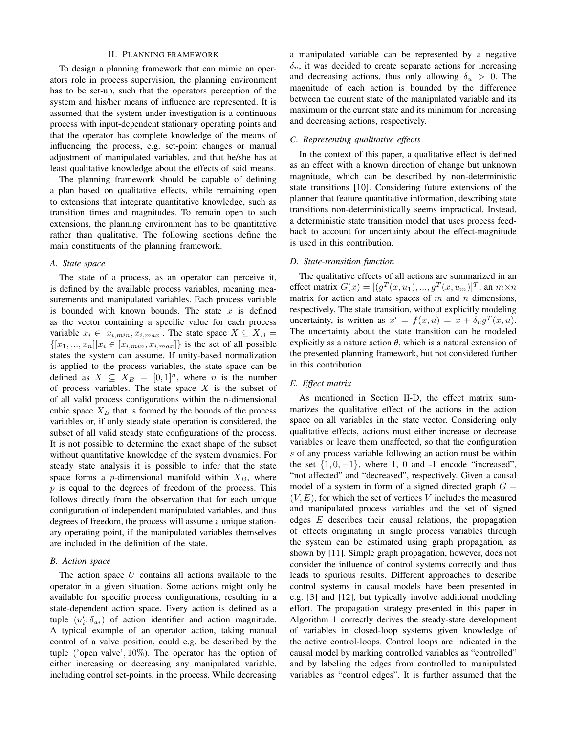## II. Planning framework

To design a planning framework that can mimic an operators role in process supervision, the planning environment has to be set-up, such that the operators perception of the system and his/her means of influence are represented. It is assumed that the system under investigation is a continuous process with input-dependent stationary operating points and that the operator has complete knowledge of the means of influencing the process, e.g. set-point changes or manual adjustment of manipulated variables, and that he/she has at least qualitative knowledge about the effects of said means.

The planning framework should be capable of defining a plan based on qualitative effects, while remaining open to extensions that integrate quantitative knowledge, such as transition times and magnitudes. To remain open to such extensions, the planning environment has to be quantitative rather than qualitative. The following sections define the main constituents of the planning framework.

### A. State space

The state of a process, as an operator can perceive it, is defined by the available process variables, meaning measurements and manipulated variables. Each process variable is bounded with known bounds. The state $x$ is defined as the vector containing a specific value for each process variable $x_i \in [x_{i,min}, x_{i,max}]$. The state space $X \subseteq X_B = \{[x_1, ..., x_n] | x_i \in [x_{i,min}, x_{i,max}]\}$ is the set of all possible states the system can assume. If unity-based normalization is applied to the process variables, the state space can be defined as $X \subseteq X_B = [0, 1]^n$, where $n$ is the number of process variables. The state space $X$ is the subset of of all valid process configurations within the n-dimensional cubic space $X_B$ that is formed by the bounds of the process variables or, if only steady state operation is considered, the subset of all valid steady state configurations of the process. It is not possible to determine the exact shape of the subset without quantitative knowledge of the system dynamics. For steady state analysis it is possible to infer that the state space forms a $p$-dimensional manifold within $X_B$, where $p$ is equal to the degrees of freedom of the process. This follows directly from the observation that for each unique configuration of independent manipulated variables, and thus degrees of freedom, the process will assume a unique stationary operating point, if the manipulated variables themselves are included in the definition of the state.

### B. Action space

The action space $U$ contains all actions available to the operator in a given situation. Some actions might only be available for specific process configurations, resulting in a state-dependent action space. Every action is defined as a tuple $(u'_i, \delta_{u_i})$ of action identifier and action magnitude. A typical example of an operator action, taking manual control of a valve position, could e.g. be described by the tuple $(\text{'open valve'}, 10\%)$. The operator has the option of either increasing or decreasing any manipulated variable, including control set-points, in the process. While decreasing a manipulated variable can be represented by a negative $\delta_u$, it was decided to create separate actions for increasing and decreasing actions, thus only allowing $\delta_u > 0$. The magnitude of each action is bounded by the difference between the current state of the manipulated variable and its maximum or the current state and its minimum for increasing and decreasing actions, respectively.

### C. Representing qualitative effects

In the context of this paper, a qualitative effect is defined as an effect with a known direction of change but unknown magnitude, which can be described by non-deterministic state transitions [10]. Considering future extensions of the planner that feature quantitative information, describing state transitions non-deterministically seems impractical. Instead, a deterministic state transition model that uses process feedback to account for uncertainty about the effect-magnitude is used in this contribution.

### D. State-transition function

The qualitative effects of all actions are summarized in an effect matrix $G(x) = [(g^T(x, u_1), ..., g^T(x, u_m)]^T$, an $m \times n$ matrix for action and state spaces of $m$ and $n$ dimensions, respectively. The state transition, without explicitly modeling uncertainty, is written as $x' = f(x, u) = x + \delta_u g^T(x, u)$. The uncertainty about the state transition can be modeled explicitly as a nature action $\theta$, which is a natural extension of the presented planning framework, but not considered further in this contribution.

### E. Effect matrix

As mentioned in Section II-D, the effect matrix summarizes the qualitative effect of the actions in the action space on all variables in the state vector. Considering only qualitative effects, actions must either increase or decrease variables or leave them unaffected, so that the configuration $s$ of any process variable following an action must be within the set $\{1, 0, -1\}$, where 1, 0 and -1 encode "increased", "not affected" and "decreased", respectively. Given a causal model of a system in form of a signed directed graph $G = (V, E)$, for which the set of vertices $V$ includes the measured and manipulated process variables and the set of signed edges $E$ describes their causal relations, the propagation of effects originating in single process variables through the system can be estimated using graph propagation, as shown by [11]. Simple graph propagation, however, does not consider the influence of control systems correctly and thus leads to spurious results. Different approaches to describe control systems in causal models have been presented in e.g. [3] and [12], but typically involve additional modeling effort. The propagation strategy presented in this paper in Algorithm 1 correctly derives the steady-state development of variables in closed-loop systems given knowledge of the active control-loops. Control loops are indicated in the causal model by marking controlled variables as "controlled" and by labeling the edges from controlled to manipulated variables as "control edges". It is further assumed that the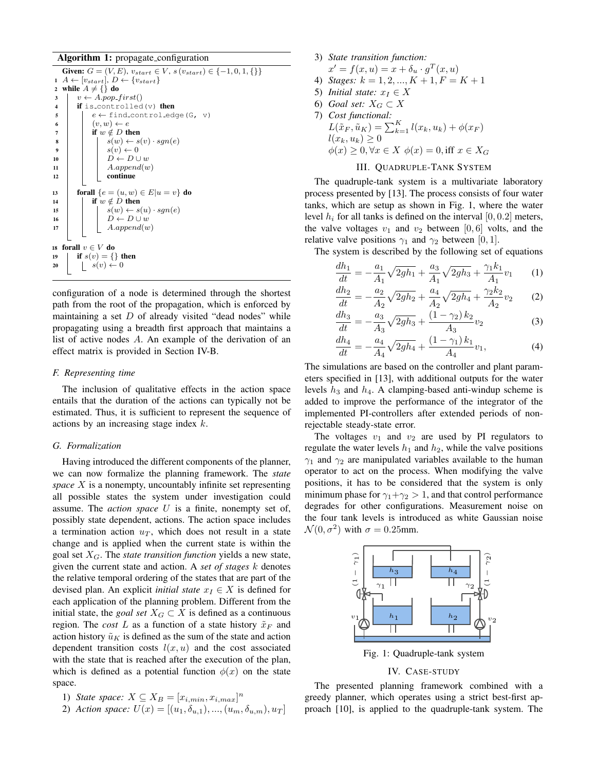**Algorithm 1:** propagate_configuration

```
Given: G = (V,E), v_start ∈ V, s(v_start) ∈ {−1, 0, 1, {}}
1  A ← [v_start], D ← {v_start}
2  while A ≠ {} do
3      v ← A.pop_first()
4      if is_controlled(v) then
5          e ← find_control_edge(G, v)
6          (v, w) ← e
7          if w ∉ D then
8              s(w) ← s(v) · sgn(e)
9              s(v) ← 0
10             D ← D ∪ w
11             A.append(w)
12             continue
13     forall {e = (u, w) ∈ E | u = v} do
14         if w ∉ D then
15             s(w) ← s(u) · sgn(e)
16             D ← D ∪ w
17             A.append(w)
18 forall v ∈ V do
19     if s(v) = {} then
20         s(v) ← 0
```

configuration of a node is determined through the shortest path from the root of the propagation, which is enforced by maintaining a set $D$ of already visited "dead nodes" while propagating using a breadth first approach that maintains a list of active nodes $A$. An example of the derivation of an effect matrix is provided in Section IV-B.

### F. Representing time

The inclusion of qualitative effects in the action space entails that the duration of the actions can typically not be estimated. Thus, it is sufficient to represent the sequence of actions by an increasing stage index $k$.

### G. Formalization

Having introduced the different components of the planner, we can now formalize the planning framework. The *state space* $X$ is a nonempty, uncountably infinite set representing all possible states the system under investigation could assume. The *action space* $U$ is a finite, nonempty set of, possibly state dependent, actions. The action space includes a termination action $u_T$, which does not result in a state change and is applied when the current state is within the goal set $X_G$. The *state transition function* yields a new state, given the current state and action. A *set of stages* $k$ denotes the relative temporal ordering of the states that are part of the devised plan. An explicit *initial state* $x_I \in X$ is defined for each application of the planning problem. Different from the initial state, the *goal set* $X_G \subset X$ is defined as a continuous region. The *cost* $L$ as a function of a state history $\tilde{x}_F$ and action history $\tilde{u}_K$ is defined as the sum of the state and action dependent transition costs $l(x, u)$ and the cost associated with the state that is reached after the execution of the plan, which is defined as a potential function $\phi(x)$ on the state space.

1) *State space:* $X \subseteq X_B = [x_{i,min}, x_{i,max}]^n$
2) *Action space:* $U(x) = [(u_1, \delta_{u,1}), ..., (u_m, \delta_{u,m}), u_T]$
3) *State transition function:* $x' = f(x, u) = x + \delta_u \cdot g^T(x, u)$
4) *Stages:* $k = 1, 2, ..., K+1, F = K+1$
5) *Initial state:* $x_I \in X$
6) *Goal set:* $X_G \subset X$
7) *Cost functional:* $L(\tilde{x}_F, \tilde{u}_K) = \sum_{k=1}^{K} l(x_k, u_k) + \phi(x_F)$
   $l(x_k, u_k) \geq 0$
   $\phi(x) \geq 0, \forall x \in X \;\; \phi(x) = 0, \text{iff } x \in X_G$

## III. Quadruple-Tank System

The quadruple-tank system is a multivariate laboratory process presented by [13]. The process consists of four water tanks, which are setup as shown in Fig. 1, where the water level $h_i$ for all tanks is defined on the interval $[0, 0.2]$ meters, the valve voltages $v_1$ and $v_2$ between $[0, 6]$ volts, and the relative valve positions $\gamma_1$ and $\gamma_2$ between $[0, 1]$.

The system is described by the following set of equations

$$\frac{dh_1}{dt} = -\frac{a_1}{A_1}\sqrt{2gh_1} + \frac{a_3}{A_1}\sqrt{2gh_3} + \frac{\gamma_1 k_1}{A_1}v_1 \quad (1)$$

$$\frac{dh_2}{dt} = -\frac{a_2}{A_2}\sqrt{2gh_2} + \frac{a_4}{A_2}\sqrt{2gh_4} + \frac{\gamma_2 k_2}{A_2}v_2 \quad (2)$$

$$\frac{dh_3}{dt} = -\frac{a_3}{A_3}\sqrt{2gh_3} + \frac{(1-\gamma_2)\,k_2}{A_3}v_2 \quad (3)$$

$$\frac{dh_4}{dt} = -\frac{a_4}{A_4}\sqrt{2gh_4} + \frac{(1-\gamma_1)\,k_1}{A_4}v_1, \quad (4)$$

The simulations are based on the controller and plant parameters specified in [13], with additional outputs for the water levels $h_3$ and $h_4$. A clamping-based anti-windup scheme is added to improve the performance of the integrator of the implemented PI-controllers after extended periods of non-rejectable steady-state error.

The voltages $v_1$ and $v_2$ are used by PI regulators to regulate the water levels $h_1$ and $h_2$, while the valve positions $\gamma_1$ and $\gamma_2$ are manipulated variables available to the human operator to act on the process. When modifying the valve positions, it has to be considered that the system is only minimum phase for $\gamma_1 + \gamma_2 > 1$, and that control performance degrades for other configurations. Measurement noise on the four tank levels is introduced as white Gaussian noise $\mathcal{N}(0, \sigma^2)$ with $\sigma = 0.25$mm.

Fig. 1: Quadruple-tank system

## IV. Case-Study

The presented planning framework combined with a greedy planner, which operates using a strict best-first approach [10], is applied to the quadruple-tank system. The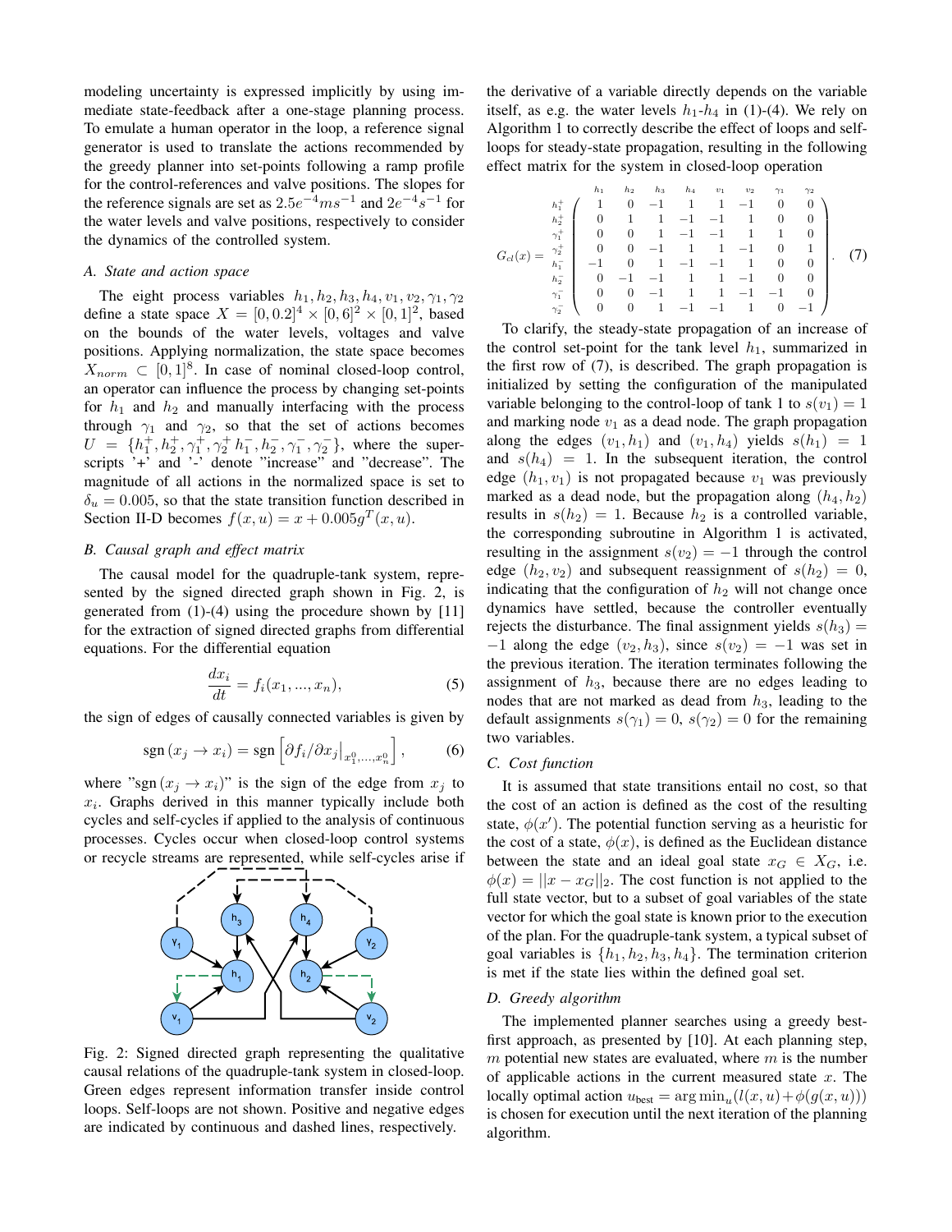modeling uncertainty is expressed implicitly by using immediate state-feedback after a one-stage planning process. To emulate a human operator in the loop, a reference signal generator is used to translate the actions recommended by the greedy planner into set-points following a ramp profile for the control-references and valve positions. The slopes for the reference signals are set as $2.5e^{-4}ms^{-1}$ and $2e^{-4}s^{-1}$ for the water levels and valve positions, respectively to consider the dynamics of the controlled system.

### A. State and action space

The eight process variables $h_1, h_2, h_3, h_4, v_1, v_2, \gamma_1, \gamma_2$ define a state space $X = [0, 0.2]^4 \times [0, 6]^2 \times [0, 1]^2$, based on the bounds of the water levels, voltages and valve positions. Applying normalization, the state space becomes $X_{norm} \subset [0, 1]^8$. In case of nominal closed-loop control, an operator can influence the process by changing set-points for $h_1$ and $h_2$ and manually interfacing with the process through $\gamma_1$ and $\gamma_2$, so that the set of actions becomes $U = \{h_1^+, h_2^+, \gamma_1^+, \gamma_2^+ h_1^-, h_2^-, \gamma_1^-, \gamma_2^-\}$, where the superscripts '+' and '-' denote "increase" and "decrease". The magnitude of all actions in the normalized space is set to $\delta_u = 0.005$, so that the state transition function described in Section II-D becomes $f(x, u) = x + 0.005g^T(x, u)$.

### B. Causal graph and effect matrix

The causal model for the quadruple-tank system, represented by the signed directed graph shown in Fig. 2, is generated from (1)-(4) using the procedure shown by [11] for the extraction of signed directed graphs from differential equations. For the differential equation

$$\frac{dx_i}{dt} = f_i(x_1, ..., x_n), \tag{5}$$

the sign of edges of causally connected variables is given by

$$\operatorname{sgn}(x_j \to x_i) = \operatorname{sgn}\left[\partial f_i / \partial x_j \big|_{x_1^0, ..., x_n^0}\right], \tag{6}$$

where "$\operatorname{sgn}(x_j \to x_i)$" is the sign of the edge from $x_j$ to $x_i$. Graphs derived in this manner typically include both cycles and self-cycles if applied to the analysis of continuous processes. Cycles occur when closed-loop control systems or recycle streams are represented, while self-cycles arise if the derivative of a variable directly depends on the variable itself, as e.g. the water levels $h_1$-$h_4$ in (1)-(4). We rely on Algorithm 1 to correctly describe the effect of loops and self-loops for steady-state propagation, resulting in the following effect matrix for the system in closed-loop operation

Fig. 2: Signed directed graph representing the qualitative causal relations of the quadruple-tank system in closed-loop. Green edges represent information transfer inside control loops. Self-loops are not shown. Positive and negative edges are indicated by continuous and dashed lines, respectively.

$$G_{cl}(x) = \begin{array}{c} \\ h_1^+ \\ h_2^+ \\ \gamma_1^+ \\ \gamma_2^+ \\ h_1^- \\ h_2^- \\ \gamma_1^- \\ \gamma_2^- \end{array} \begin{array}{c} \begin{array}{cccccccc} h_1 & h_2 & h_3 & h_4 & v_1 & v_2 & \gamma_1 & \gamma_2 \end{array} \\ \left( \begin{array}{cccccccc} 1 & 0 & -1 & 1 & 1 & -1 & 0 & 0 \\ 0 & 1 & 1 & -1 & -1 & 1 & 0 & 0 \\ 0 & 0 & 1 & -1 & -1 & 1 & 1 & 0 \\ 0 & 0 & -1 & 1 & 1 & -1 & 0 & 1 \\ -1 & 0 & 1 & -1 & -1 & 1 & 0 & 0 \\ 0 & -1 & -1 & 1 & 1 & -1 & 0 & 0 \\ 0 & 0 & -1 & 1 & 1 & -1 & -1 & 0 \\ 0 & 0 & 1 & -1 & -1 & 1 & 0 & -1 \end{array} \right) \end{array}. \tag{7}$$

To clarify, the steady-state propagation of an increase of the control set-point for the tank level $h_1$, summarized in the first row of (7), is described. The graph propagation is initialized by setting the configuration of the manipulated variable belonging to the control-loop of tank 1 to $s(v_1) = 1$ and marking node $v_1$ as a dead node. The graph propagation along the edges $(v_1, h_1)$ and $(v_1, h_4)$ yields $s(h_1) = 1$ and $s(h_4) = 1$. In the subsequent iteration, the control edge $(h_1, v_1)$ is not propagated because $v_1$ was previously marked as a dead node, but the propagation along $(h_4, h_2)$ results in $s(h_2) = 1$. Because $h_2$ is a controlled variable, the corresponding subroutine in Algorithm 1 is activated, resulting in the assignment $s(v_2) = -1$ through the control edge $(h_2, v_2)$ and subsequent reassignment of $s(h_2) = 0$, indicating that the configuration of $h_2$ will not change once dynamics have settled, because the controller eventually rejects the disturbance. The final assignment yields $s(h_3) = -1$ along the edge $(v_2, h_3)$, since $s(v_2) = -1$ was set in the previous iteration. The iteration terminates following the assignment of $h_3$, because there are no edges leading to nodes that are not marked as dead from $h_3$, leading to the default assignments $s(\gamma_1) = 0$, $s(\gamma_2) = 0$ for the remaining two variables.

### C. Cost function

It is assumed that state transitions entail no cost, so that the cost of an action is defined as the cost of the resulting state, $\phi(x')$. The potential function serving as a heuristic for the cost of a state, $\phi(x)$, is defined as the Euclidean distance between the state and an ideal goal state $x_G \in X_G$, i.e. $\phi(x) = ||x - x_G||_2$. The cost function is not applied to the full state vector, but to a subset of goal variables of the state vector for which the goal state is known prior to the execution of the plan. For the quadruple-tank system, a typical subset of goal variables is $\{h_1, h_2, h_3, h_4\}$. The termination criterion is met if the state lies within the defined goal set.

### D. Greedy algorithm

The implemented planner searches using a greedy best-first approach, as presented by [10]. At each planning step, $m$ potential new states are evaluated, where $m$ is the number of applicable actions in the current measured state $x$. The locally optimal action $u_{\text{best}} = \arg\min_u (l(x, u) + \phi(g(x, u)))$ is chosen for execution until the next iteration of the planning algorithm.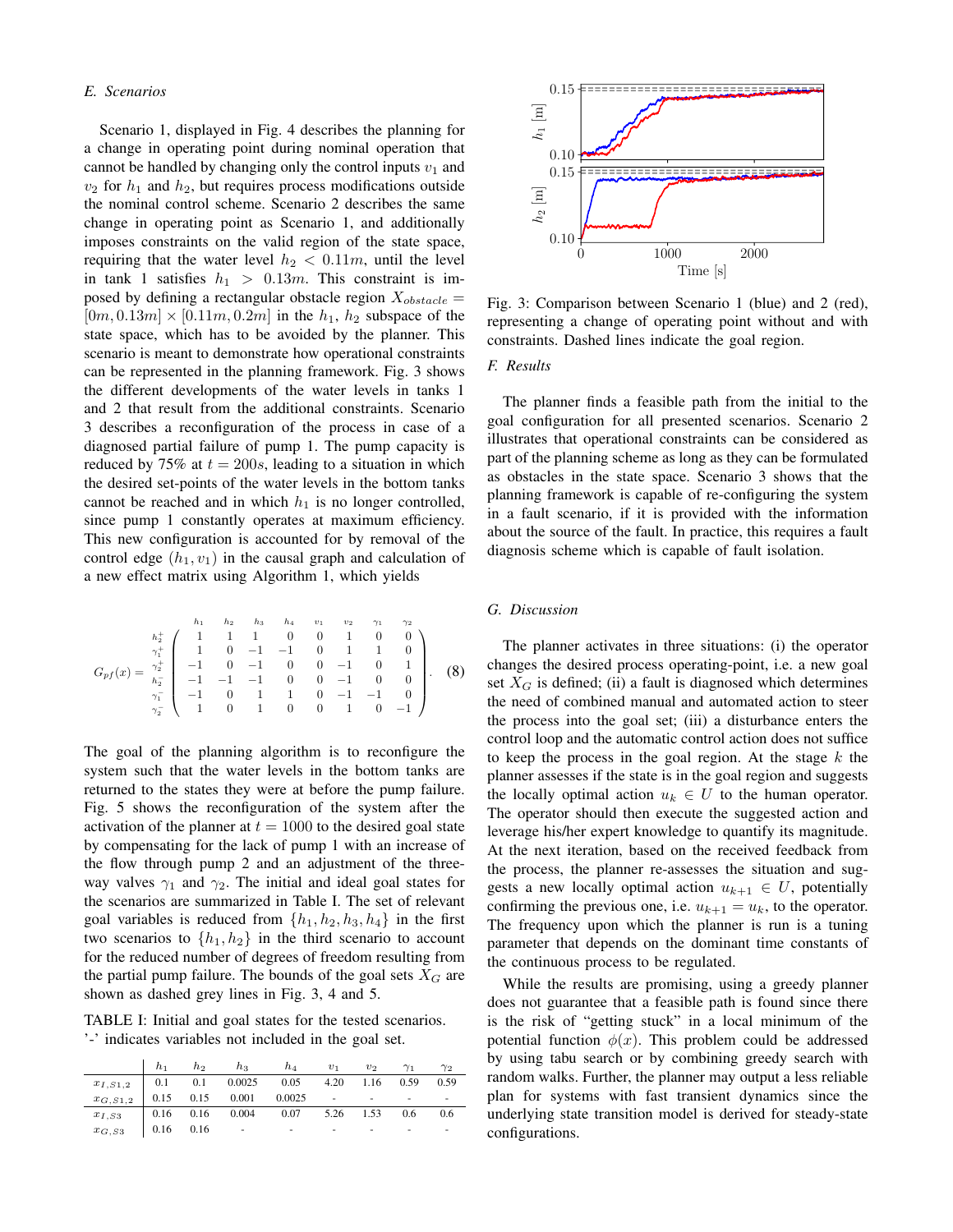### E. Scenarios

Scenario 1, displayed in Fig. 4 describes the planning for a change in operating point during nominal operation that cannot be handled by changing only the control inputs $v_1$ and $v_2$ for $h_1$ and $h_2$, but requires process modifications outside the nominal control scheme. Scenario 2 describes the same change in operating point as Scenario 1, and additionally imposes constraints on the valid region of the state space, requiring that the water level $h_2 < 0.11m$, until the level in tank 1 satisfies $h_1 > 0.13m$. This constraint is imposed by defining a rectangular obstacle region $X_{obstacle} = [0m, 0.13m] \times [0.11m, 0.2m]$ in the $h_1$, $h_2$ subspace of the state space, which has to be avoided by the planner. This scenario is meant to demonstrate how operational constraints can be represented in the planning framework. Fig. 3 shows the different developments of the water levels in tanks 1 and 2 that result from the additional constraints. Scenario 3 describes a reconfiguration of the process in case of a diagnosed partial failure of pump 1. The pump capacity is reduced by 75% at $t = 200s$, leading to a situation in which the desired set-points of the water levels in the bottom tanks cannot be reached and in which $h_1$ is no longer controlled, since pump 1 constantly operates at maximum efficiency. This new configuration is accounted for by removal of the control edge $(h_1, v_1)$ in the causal graph and calculation of a new effect matrix using Algorithm 1, which yields

$$
G_{pf}(x) = \begin{array}{c} \\ h_2^+ \\ \gamma_1^+ \\ \gamma_2^+ \\ h_2^- \\ \gamma_1^- \\ \gamma_2^- \end{array}
\begin{array}{c} \begin{array}{cccccccc} h_1 & h_2 & h_3 & h_4 & v_1 & v_2 & \gamma_1 & \gamma_2 \end{array} \\
\begin{pmatrix}
1 & 1 & 1 & 0 & 0 & 1 & 0 & 0 \\
1 & 0 & -1 & -1 & 0 & 1 & 1 & 0 \\
-1 & 0 & -1 & 0 & 0 & -1 & 0 & 1 \\
-1 & -1 & -1 & 0 & 0 & -1 & 0 & 0 \\
-1 & 0 & 1 & 1 & 0 & -1 & -1 & 0 \\
1 & 0 & 1 & 0 & 0 & 1 & 0 & -1
\end{pmatrix} \end{array}. \quad (8)
$$

The goal of the planning algorithm is to reconfigure the system such that the water levels in the bottom tanks are returned to the states they were at before the pump failure. Fig. 5 shows the reconfiguration of the system after the activation of the planner at $t = 1000$ to the desired goal state by compensating for the lack of pump 1 with an increase of the flow through pump 2 and an adjustment of the three-way valves $\gamma_1$ and $\gamma_2$. The initial and ideal goal states for the scenarios are summarized in Table I. The set of relevant goal variables is reduced from $\{h_1, h_2, h_3, h_4\}$ in the first two scenarios to $\{h_1, h_2\}$ in the third scenario to account for the reduced number of degrees of freedom resulting from the partial pump failure. The bounds of the goal sets $X_G$ are shown as dashed grey lines in Fig. 3, 4 and 5.

TABLE I: Initial and goal states for the tested scenarios. '-' indicates variables not included in the goal set.

| | $h_1$ | $h_2$ | $h_3$ | $h_4$ | $v_1$ | $v_2$ | $\gamma_1$ | $\gamma_2$ |
|---|---|---|---|---|---|---|---|---|
| $x_{I,S1,2}$ | 0.1 | 0.1 | 0.0025 | 0.05 | 4.20 | 1.16 | 0.59 | 0.59 |
| $x_{G,S1,2}$ | 0.15 | 0.15 | 0.001 | 0.0025 | - | - | - | - |
| $x_{I,S3}$ | 0.16 | 0.16 | 0.004 | 0.07 | 5.26 | 1.53 | 0.6 | 0.6 |
| $x_{G,S3}$ | 0.16 | 0.16 | - | - | - | - | - | - |

Fig. 3: Comparison between Scenario 1 (blue) and 2 (red), representing a change of operating point without and with constraints. Dashed lines indicate the goal region.

### F. Results

The planner finds a feasible path from the initial to the goal configuration for all presented scenarios. Scenario 2 illustrates that operational constraints can be considered as part of the planning scheme as long as they can be formulated as obstacles in the state space. Scenario 3 shows that the planning framework is capable of re-configuring the system in a fault scenario, if it is provided with the information about the source of the fault. In practice, this requires a fault diagnosis scheme which is capable of fault isolation.

### G. Discussion

The planner activates in three situations: (i) the operator changes the desired process operating-point, i.e. a new goal set $X_G$ is defined; (ii) a fault is diagnosed which determines the need of combined manual and automated action to steer the process into the goal set; (iii) a disturbance enters the control loop and the automatic control action does not suffice to keep the process in the goal region. At the stage $k$ the planner assesses if the state is in the goal region and suggests the locally optimal action $u_k \in U$ to the human operator. The operator should then execute the suggested action and leverage his/her expert knowledge to quantify its magnitude. At the next iteration, based on the received feedback from the process, the planner re-assesses the situation and suggests a new locally optimal action $u_{k+1} \in U$, potentially confirming the previous one, i.e. $u_{k+1} = u_k$, to the operator. The frequency upon which the planner is run is a tuning parameter that depends on the dominant time constants of the continuous process to be regulated.

While the results are promising, using a greedy planner does not guarantee that a feasible path is found since there is the risk of "getting stuck" in a local minimum of the potential function $\phi(x)$. This problem could be addressed by using tabu search or by combining greedy search with random walks. Further, the planner may output a less reliable plan for systems with fast transient dynamics since the underlying state transition model is derived for steady-state configurations.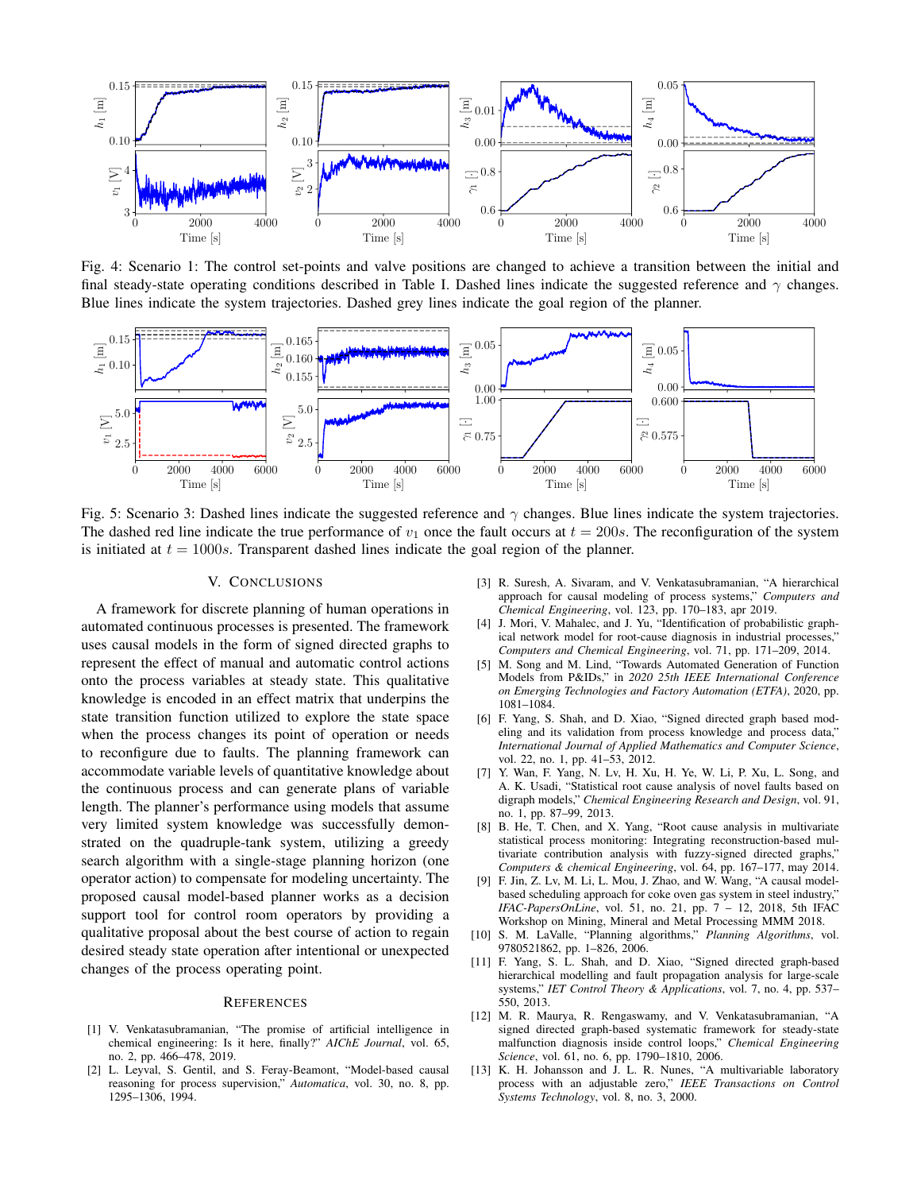$h_1$ [m]
0.15
0.10
$h_2$ [m]
0.15
0.10
$h_3$ [m]
0.01
0.00
$h_4$ [m]
0.05
0.00
$v_1$ [V]
4
3
$v_2$ [V]
3
2
$\gamma_1$ [-]
0.8
0.6
$\gamma_2$ [-]
0.8
0.6
0 2000 4000
Time [s]

Fig. 4: Scenario 1: The control set-points and valve positions are changed to achieve a transition between the initial and final steady-state operating conditions described in Table I. Dashed lines indicate the suggested reference and $\gamma$ changes. Blue lines indicate the system trajectories. Dashed grey lines indicate the goal region of the planner.

$h_1$ [m]
0.15
0.10
$h_2$ [m]
0.165
0.160
0.155
$h_3$ [m]
0.05
0.00
$h_4$ [m]
0.05
0.00
$v_1$ [V]
5.0
2.5
$v_2$ [V]
5.0
2.5
$\gamma_1$ [-]
1.00
0.75
$\gamma_2$ [-]
0.600
0.575
0 2000 4000 6000
Time [s]

Fig. 5: Scenario 3: Dashed lines indicate the suggested reference and $\gamma$ changes. Blue lines indicate the system trajectories. The dashed red line indicate the true performance of $v_1$ once the fault occurs at $t = 200s$. The reconfiguration of the system is initiated at $t = 1000s$. Transparent dashed lines indicate the goal region of the planner.

## V. Conclusions

A framework for discrete planning of human operations in automated continuous processes is presented. The framework uses causal models in the form of signed directed graphs to represent the effect of manual and automatic control actions onto the process variables at steady state. This qualitative knowledge is encoded in an effect matrix that underpins the state transition function utilized to explore the state space when the process changes its point of operation or needs to reconfigure due to faults. The planning framework can accommodate variable levels of quantitative knowledge about the continuous process and can generate plans of variable length. The planner's performance using models that assume very limited system knowledge was successfully demonstrated on the quadruple-tank system, utilizing a greedy search algorithm with a single-stage planning horizon (one operator action) to compensate for modeling uncertainty. The proposed causal model-based planner works as a decision support tool for control room operators by providing a qualitative proposal about the best course of action to regain desired steady state operation after intentional or unexpected changes of the process operating point.

## References

[1] V. Venkatasubramanian, "The promise of artificial intelligence in chemical engineering: Is it here, finally?" *AIChE Journal*, vol. 65, no. 2, pp. 466–478, 2019.

[2] L. Leyval, S. Gentil, and S. Feray-Beaumont, "Model-based causal reasoning for process supervision," *Automatica*, vol. 30, no. 8, pp. 1295–1306, 1994.

[3] R. Suresh, A. Sivaram, and V. Venkatasubramanian, "A hierarchical approach for causal modeling of process systems," *Computers and Chemical Engineering*, vol. 123, pp. 170–183, apr 2019.

[4] J. Mori, V. Mahalec, and J. Yu, "Identification of probabilistic graphical network model for root-cause diagnosis in industrial processes," *Computers and Chemical Engineering*, vol. 71, pp. 171–209, 2014.

[5] M. Song and M. Lind, "Towards Automated Generation of Function Models from P&IDs," in *2020 25th IEEE International Conference on Emerging Technologies and Factory Automation (ETFA)*, 2020, pp. 1081–1084.

[6] F. Yang, S. Shah, and D. Xiao, "Signed directed graph based modeling and its validation from process knowledge and process data," *International Journal of Applied Mathematics and Computer Science*, vol. 22, no. 1, pp. 41–53, 2012.

[7] Y. Wan, F. Yang, N. Lv, H. Xu, H. Ye, W. Li, P. Xu, L. Song, and A. K. Usadi, "Statistical root cause analysis of novel faults based on digraph models," *Chemical Engineering Research and Design*, vol. 91, no. 1, pp. 87–99, 2013.

[8] B. He, T. Chen, and X. Yang, "Root cause analysis in multivariate statistical process monitoring: Integrating reconstruction-based multivariate contribution analysis with fuzzy-signed directed graphs," *Computers & chemical Engineering*, vol. 64, pp. 167–177, may 2014.

[9] F. Jin, Z. Lv, M. Li, L. Mou, J. Zhao, and W. Wang, "A causal model-based scheduling approach for coke oven gas system in steel industry," *IFAC-PapersOnLine*, vol. 51, no. 21, pp. 7 – 12, 2018, 5th IFAC Workshop on Mining, Mineral and Metal Processing MMM 2018.

[10] S. M. LaValle, "Planning algorithms," *Planning Algorithms*, vol. 9780521862, pp. 1–826, 2006.

[11] F. Yang, S. L. Shah, and D. Xiao, "Signed directed graph-based hierarchical modelling and fault propagation analysis for large-scale systems," *IET Control Theory & Applications*, vol. 7, no. 4, pp. 537–550, 2013.

[12] M. R. Maurya, R. Rengaswamy, and V. Venkatasubramanian, "A signed directed graph-based systematic framework for steady-state malfunction diagnosis inside control loops," *Chemical Engineering Science*, vol. 61, no. 6, pp. 1790–1810, 2006.

[13] K. H. Johansson and J. L. R. Nunes, "A multivariable laboratory process with an adjustable zero," *IEEE Transactions on Control Systems Technology*, vol. 8, no. 3, 2000.